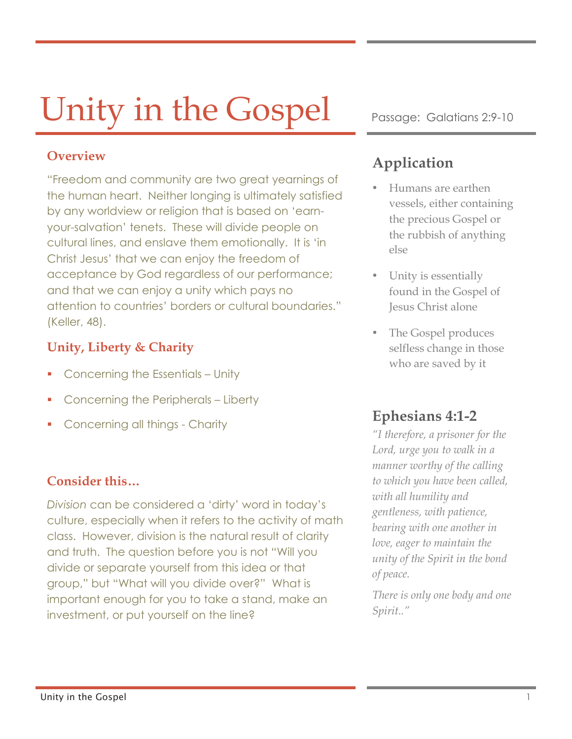# Unity in the Gospel

Passage: Galatians 2:9-10

### Overview

"Freedom and community are two great yearnings of the human heart. Neither longing is ultimately satisfied by any worldview or religion that is based on 'earn-your-salvation' tenets. These will divide people on cultural lines, and enslave them emotionally. It is 'in Christ Jesus' that we can enjoy the freedom of acceptance by God regardless of our performance; and that we can enjoy a unity which pays no attention to countries' borders or cultural boundaries." (Keller, 48).

### Unity, Liberty & Charity

- Concerning the Essentials – Unity
- Concerning the Peripherals – Liberty
- Concerning all things - Charity

### Consider this…

*Division* can be considered a 'dirty' word in today's culture, especially when it refers to the activity of math class. However, division is the natural result of clarity and truth. The question before you is not "Will you divide or separate yourself from this idea or that group," but "What will you divide over?" What is important enough for you to take a stand, make an investment, or put yourself on the line?

## Application

- Humans are earthen vessels, either containing the precious Gospel or the rubbish of anything else
- Unity is essentially found in the Gospel of Jesus Christ alone
- The Gospel produces selfless change in those who are saved by it

## Ephesians 4:1-2

*"I therefore, a prisoner for the Lord, urge you to walk in a manner worthy of the calling to which you have been called, with all humility and gentleness, with patience, bearing with one another in love, eager to maintain the unity of the Spirit in the bond of peace.*

*There is only one body and one Spirit.."*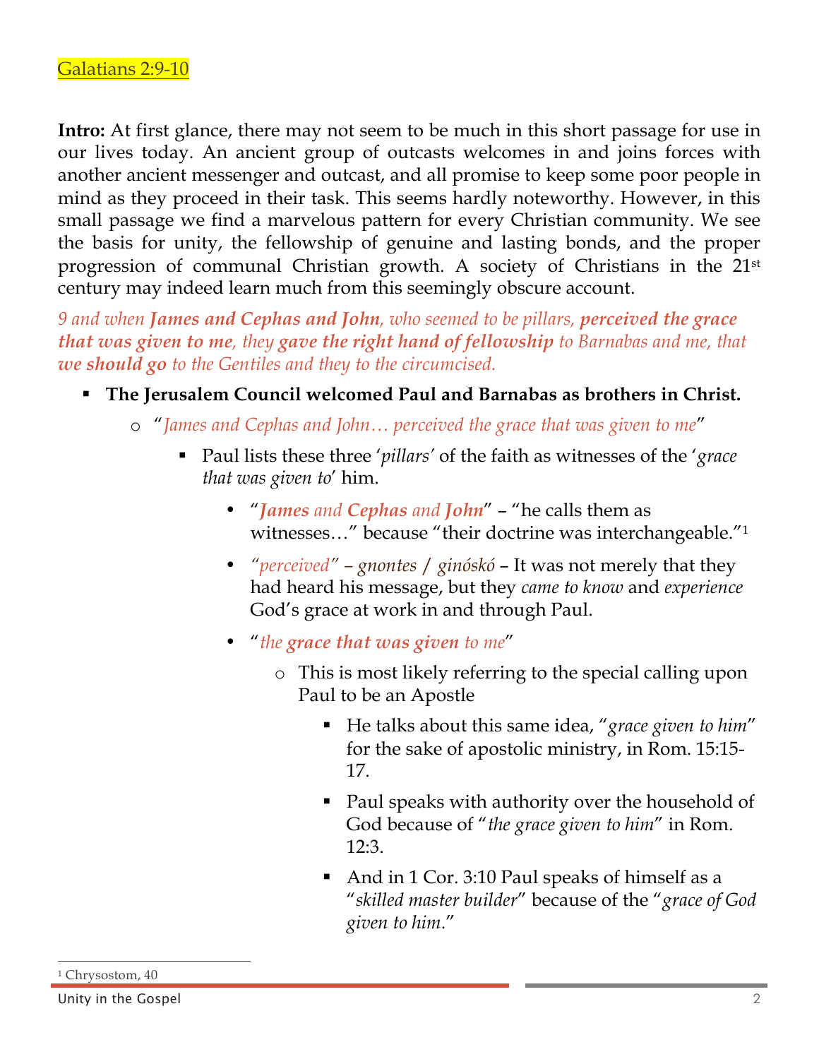Galatians 2:9-10

**Intro:** At first glance, there may not seem to be much in this short passage for use in our lives today. An ancient group of outcasts welcomes in and joins forces with another ancient messenger and outcast, and all promise to keep some poor people in mind as they proceed in their task. This seems hardly noteworthy. However, in this small passage we find a marvelous pattern for every Christian community. We see the basis for unity, the fellowship of genuine and lasting bonds, and the proper progression of communal Christian growth. A society of Christians in the 21st century may indeed learn much from this seemingly obscure account.

*9 and when **James and Cephas and John**, who seemed to be pillars, **perceived the grace that was given to me**, they **gave the right hand of fellowship** to Barnabas and me, that **we should go** to the Gentiles and they to the circumcised.*

- **The Jerusalem Council welcomed Paul and Barnabas as brothers in Christ.**
  - "*James and Cephas and John… perceived the grace that was given to me*"
    - Paul lists these three '*pillars*' of the faith as witnesses of the '*grace that was given to*' him.
      - "***James** and **Cephas** and **John***" – "he calls them as witnesses…" because "their doctrine was interchangeable."[1]
      - *"perceived" – gnontes / ginóskó* – It was not merely that they had heard his message, but they *came to know* and *experience* God's grace at work in and through Paul.
      - "*the **grace that was given** to me*"
        - This is most likely referring to the special calling upon Paul to be an Apostle
          - He talks about this same idea, "*grace given to him*" for the sake of apostolic ministry, in Rom. 15:15-17.
          - Paul speaks with authority over the household of God because of "*the grace given to him*" in Rom. 12:3.
          - And in 1 Cor. 3:10 Paul speaks of himself as a "*skilled master builder*" because of the "*grace of God given to him*."

[1] Chrysostom, 40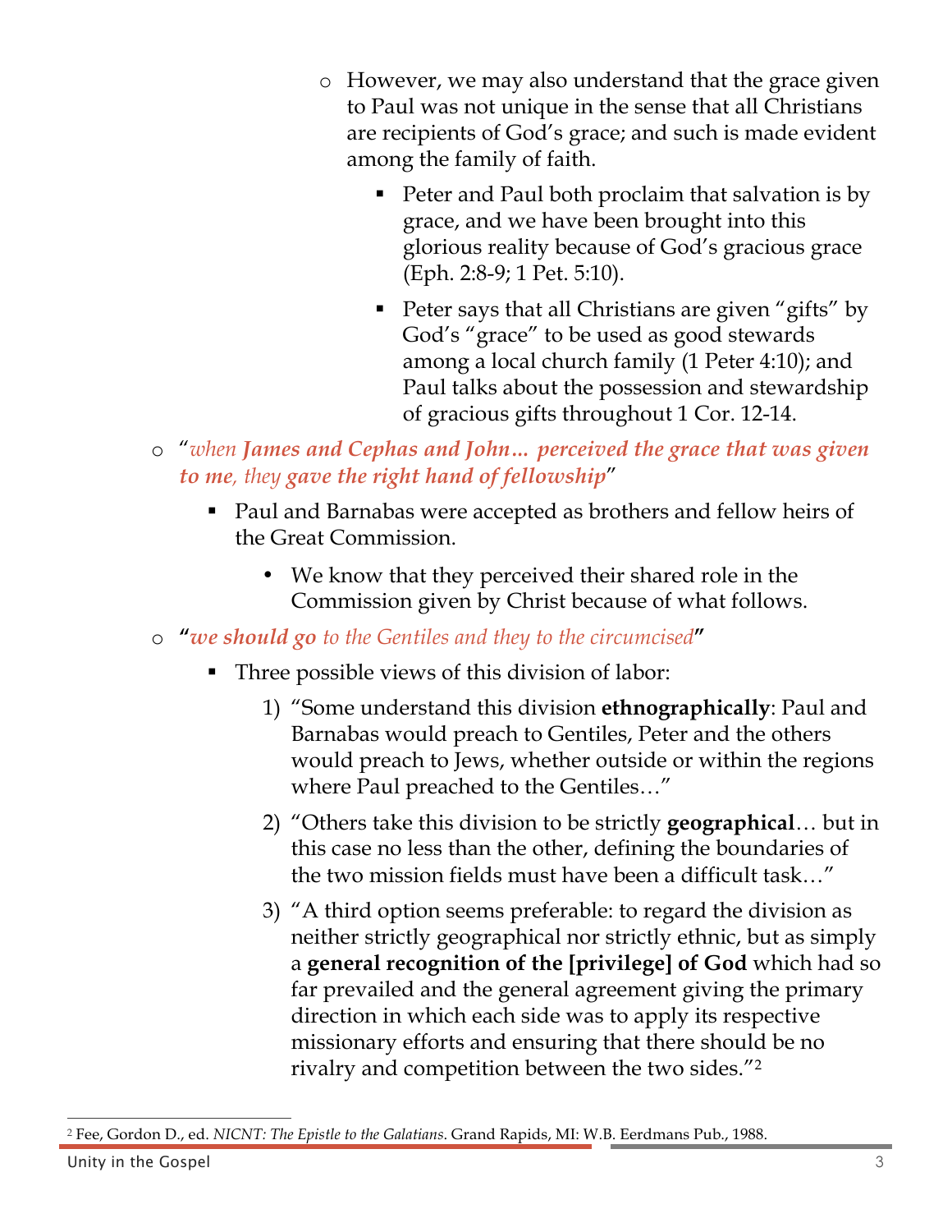- However, we may also understand that the grace given to Paul was not unique in the sense that all Christians are recipients of God's grace; and such is made evident among the family of faith.
    - Peter and Paul both proclaim that salvation is by grace, and we have been brought into this glorious reality because of God's gracious grace (Eph. 2:8-9; 1 Pet. 5:10).
    - Peter says that all Christians are given "gifts" by God's "grace" to be used as good stewards among a local church family (1 Peter 4:10); and Paul talks about the possession and stewardship of gracious gifts throughout 1 Cor. 12-14.

- "*when **James and Cephas and John… perceived the grace that was given to me**, they **gave the right hand of fellowship***"
    - Paul and Barnabas were accepted as brothers and fellow heirs of the Great Commission.
        - We know that they perceived their shared role in the Commission given by Christ because of what follows.

- **"*we should go** to the Gentiles and they to the circumcised***"**
    - Three possible views of this division of labor:
        1) "Some understand this division **ethnographically**: Paul and Barnabas would preach to Gentiles, Peter and the others would preach to Jews, whether outside or within the regions where Paul preached to the Gentiles…"
        2) "Others take this division to be strictly **geographical**… but in this case no less than the other, defining the boundaries of the two mission fields must have been a difficult task…"
        3) "A third option seems preferable: to regard the division as neither strictly geographical nor strictly ethnic, but as simply a **general recognition of the [privilege] of God** which had so far prevailed and the general agreement giving the primary direction in which each side was to apply its respective missionary efforts and ensuring that there should be no rivalry and competition between the two sides."[2]

---

[2] Fee, Gordon D., ed. *NICNT: The Epistle to the Galatians*. Grand Rapids, MI: W.B. Eerdmans Pub., 1988.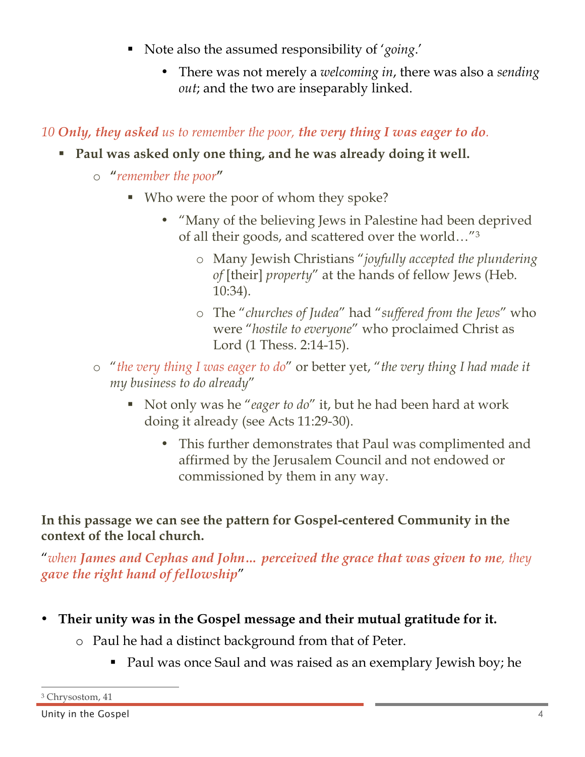- Note also the assumed responsibility of '*going*.'
    - There was not merely a *welcoming in*, there was also a *sending out*; and the two are inseparably linked.

*10 **Only, they asked** us to remember the poor, **the very thing I was eager to do**.*

- **Paul was asked only one thing, and he was already doing it well.**
    - "*remember the poor*"
        - Who were the poor of whom they spoke?
            - "Many of the believing Jews in Palestine had been deprived of all their goods, and scattered over the world…"[3]
                - Many Jewish Christians "*joyfully accepted the plundering of* [their] *property*" at the hands of fellow Jews (Heb. 10:34).
                - The "*churches of Judea*" had "*suffered from the Jews*" who were "*hostile to everyone*" who proclaimed Christ as Lord (1 Thess. 2:14-15).
    - "*the very thing I was eager to do*" or better yet, "*the very thing I had made it my business to do already*"
        - Not only was he "*eager to do*" it, but he had been hard at work doing it already (see Acts 11:29-30).
            - This further demonstrates that Paul was complimented and affirmed by the Jerusalem Council and not endowed or commissioned by them in any way.

**In this passage we can see the pattern for Gospel-centered Community in the context of the local church.**

"*when **James and Cephas and John… perceived the grace that was given to me**, they **gave the right hand of fellowship***"

- **Their unity was in the Gospel message and their mutual gratitude for it.**
    - Paul he had a distinct background from that of Peter.
        - Paul was once Saul and was raised as an exemplary Jewish boy; he

[3] Chrysostom, 41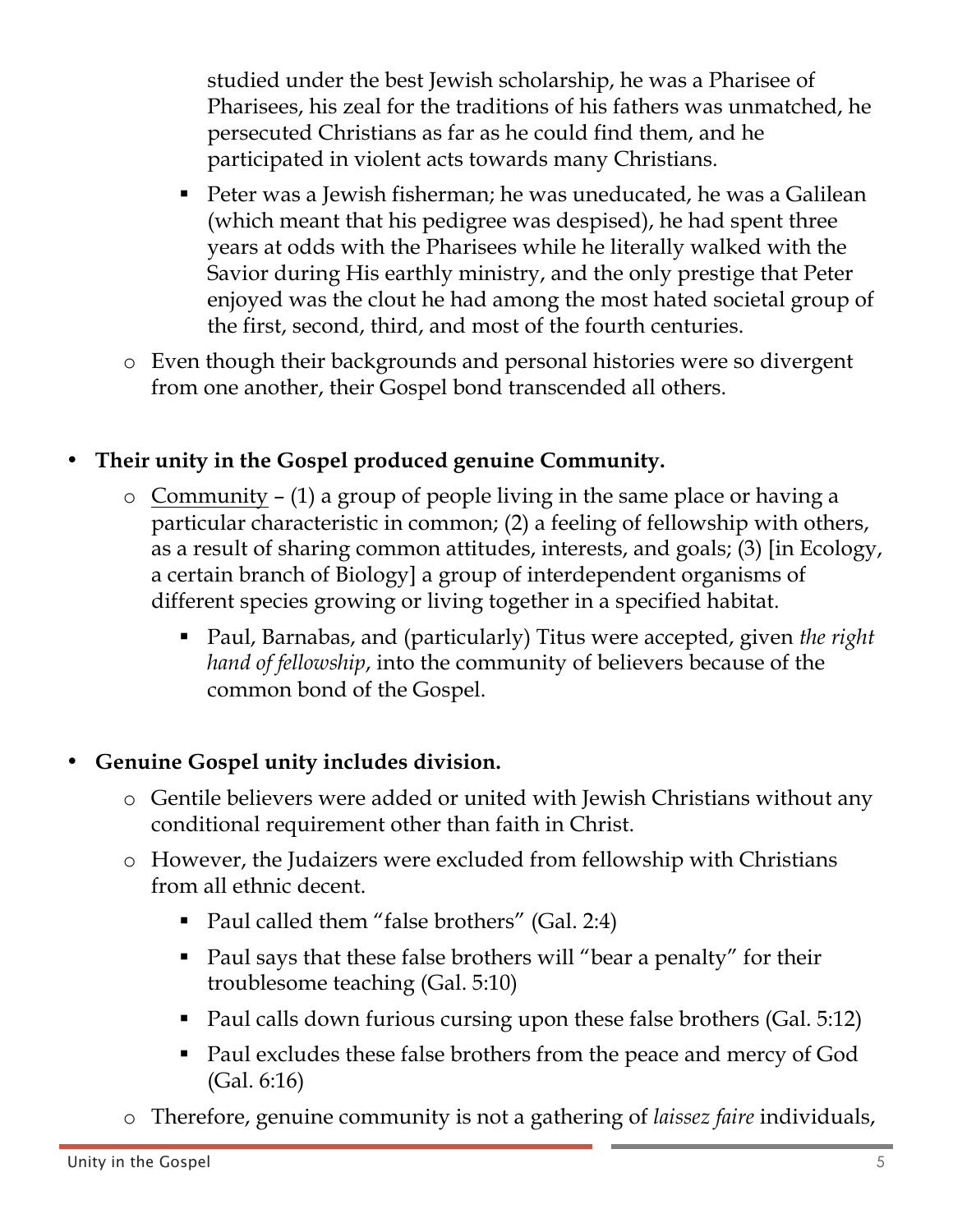studied under the best Jewish scholarship, he was a Pharisee of Pharisees, his zeal for the traditions of his fathers was unmatched, he persecuted Christians as far as he could find them, and he participated in violent acts towards many Christians.

        - Peter was a Jewish fisherman; he was uneducated, he was a Galilean (which meant that his pedigree was despised), he had spent three years at odds with the Pharisees while he literally walked with the Savior during His earthly ministry, and the only prestige that Peter enjoyed was the clout he had among the most hated societal group of the first, second, third, and most of the fourth centuries.

    - Even though their backgrounds and personal histories were so divergent from one another, their Gospel bond transcended all others.

- **Their unity in the Gospel produced genuine Community.**
    - Community – (1) a group of people living in the same place or having a particular characteristic in common; (2) a feeling of fellowship with others, as a result of sharing common attitudes, interests, and goals; (3) [in Ecology, a certain branch of Biology] a group of interdependent organisms of different species growing or living together in a specified habitat.
        - Paul, Barnabas, and (particularly) Titus were accepted, given *the right hand of fellowship*, into the community of believers because of the common bond of the Gospel.

- **Genuine Gospel unity includes division.**
    - Gentile believers were added or united with Jewish Christians without any conditional requirement other than faith in Christ.
    - However, the Judaizers were excluded from fellowship with Christians from all ethnic decent.
        - Paul called them "false brothers" (Gal. 2:4)
        - Paul says that these false brothers will "bear a penalty" for their troublesome teaching (Gal. 5:10)
        - Paul calls down furious cursing upon these false brothers (Gal. 5:12)
        - Paul excludes these false brothers from the peace and mercy of God (Gal. 6:16)
    - Therefore, genuine community is not a gathering of *laissez faire* individuals,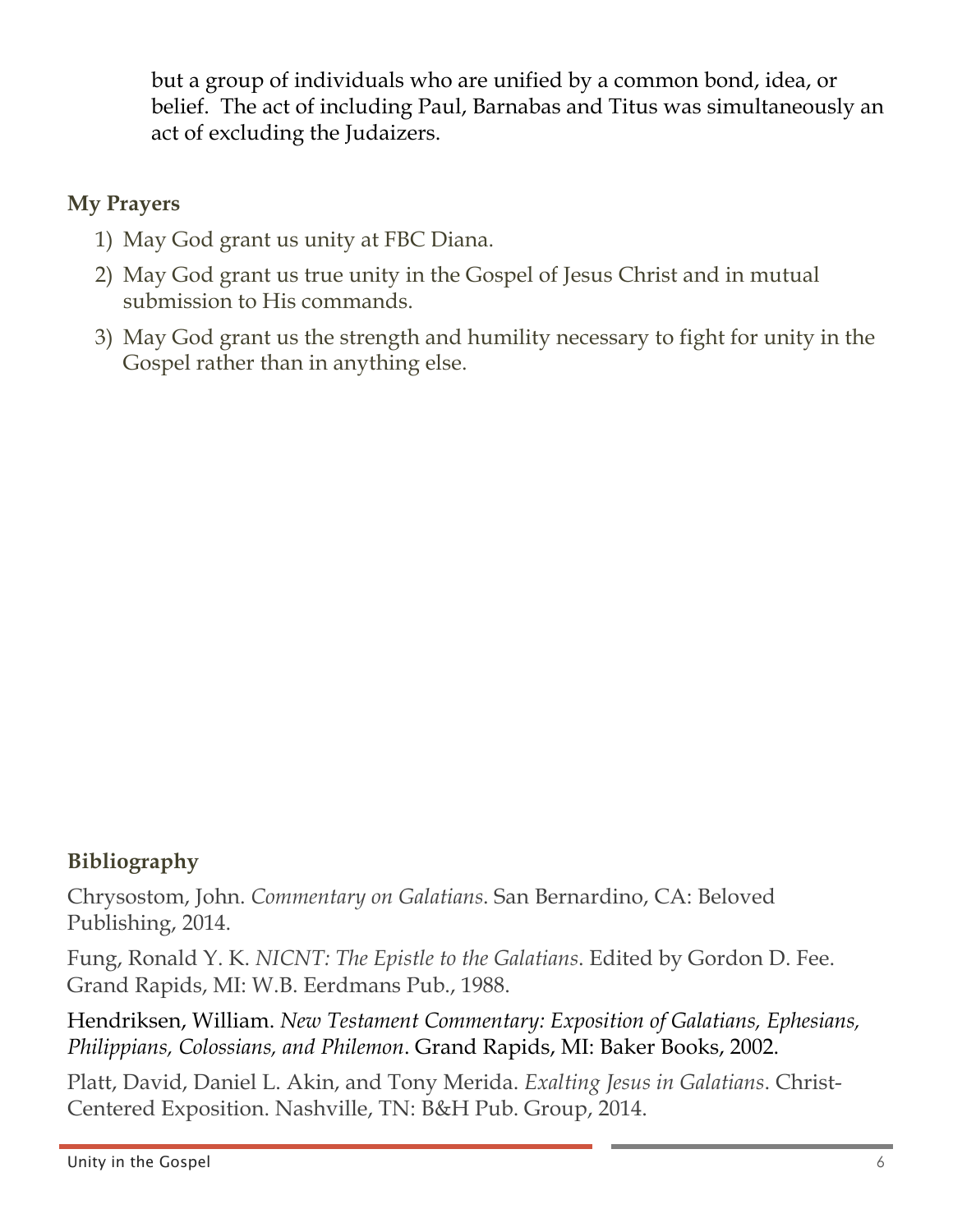but a group of individuals who are unified by a common bond, idea, or belief. The act of including Paul, Barnabas and Titus was simultaneously an act of excluding the Judaizers.

**My Prayers**

1) May God grant us unity at FBC Diana.
2) May God grant us true unity in the Gospel of Jesus Christ and in mutual submission to His commands.
3) May God grant us the strength and humility necessary to fight for unity in the Gospel rather than in anything else.

**Bibliography**

Chrysostom, John. *Commentary on Galatians*. San Bernardino, CA: Beloved Publishing, 2014.

Fung, Ronald Y. K. *NICNT: The Epistle to the Galatians*. Edited by Gordon D. Fee. Grand Rapids, MI: W.B. Eerdmans Pub., 1988.

Hendriksen, William. *New Testament Commentary: Exposition of Galatians, Ephesians, Philippians, Colossians, and Philemon*. Grand Rapids, MI: Baker Books, 2002.

Platt, David, Daniel L. Akin, and Tony Merida. *Exalting Jesus in Galatians*. Christ-Centered Exposition. Nashville, TN: B&H Pub. Group, 2014.